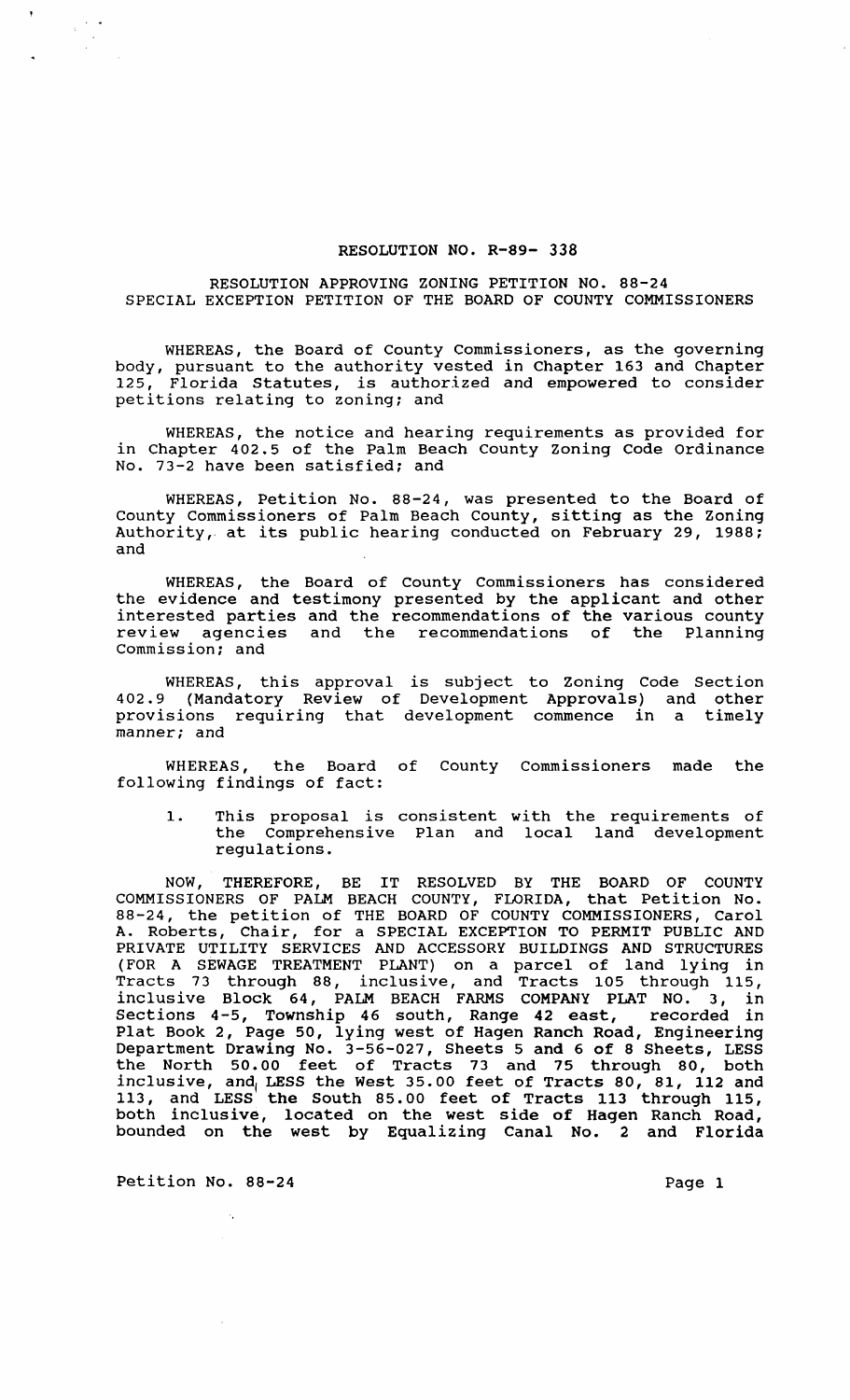RESOLUTION NO. R-89- 338

RESOLUTION APPROVING ZONING PETITION NO. 88-24
SPECIAL EXCEPTION PETITION OF THE BOARD OF COUNTY COMMISSIONERS

WHEREAS, the Board of County Commissioners, as the governing body, pursuant to the authority vested in Chapter 163 and Chapter 125, Florida Statutes, is authorized and empowered to consider petitions relating to zoning; and

WHEREAS, the notice and hearing requirements as provided for in Chapter 402.5 of the Palm Beach County Zoning Code Ordinance No. 73-2 have been satisfied; and

WHEREAS, Petition No. 88-24, was presented to the Board of County Commissioners of Palm Beach County, sitting as the Zoning Authority, at its public hearing conducted on February 29, 1988; and

WHEREAS, the Board of County Commissioners has considered the evidence and testimony presented by the applicant and other interested parties and the recommendations of the various county review agencies and the recommendations of the Planning Commission; and

WHEREAS, this approval is subject to Zoning Code Section 402.9 (Mandatory Review of Development Approvals) and other provisions requiring that development commence in a timely manner; and

WHEREAS, the Board of County Commissioners made the following findings of fact:

1. This proposal is consistent with the requirements of the Comprehensive Plan and local land development regulations.

NOW, THEREFORE, BE IT RESOLVED BY THE BOARD OF COUNTY COMMISSIONERS OF PALM BEACH COUNTY, FLORIDA, that Petition No. 88-24, the petition of THE BOARD OF COUNTY COMMISSIONERS, Carol A. Roberts, Chair, for a SPECIAL EXCEPTION TO PERMIT PUBLIC AND PRIVATE UTILITY SERVICES AND ACCESSORY BUILDINGS AND STRUCTURES (FOR A SEWAGE TREATMENT PLANT) on a parcel of land lying in Tracts 73 through 88, inclusive, and Tracts 105 through 115, inclusive Block 64, PALM BEACH FARMS COMPANY PLAT NO. 3, in Sections 4-5, Township 46 south, Range 42 east, recorded in Plat Book 2, Page 50, lying west of Hagen Ranch Road, Engineering Department Drawing No. 3-56-027, Sheets 5 and 6 of 8 Sheets, LESS the North 50.00 feet of Tracts 73 and 75 through 80, both inclusive, and LESS the West 35.00 feet of Tracts 80, 81, 112 and 113, and LESS the South 85.00 feet of Tracts 113 through 115, both inclusive, located on the west side of Hagen Ranch Road, bounded on the west by Equalizing Canal No. 2 and Florida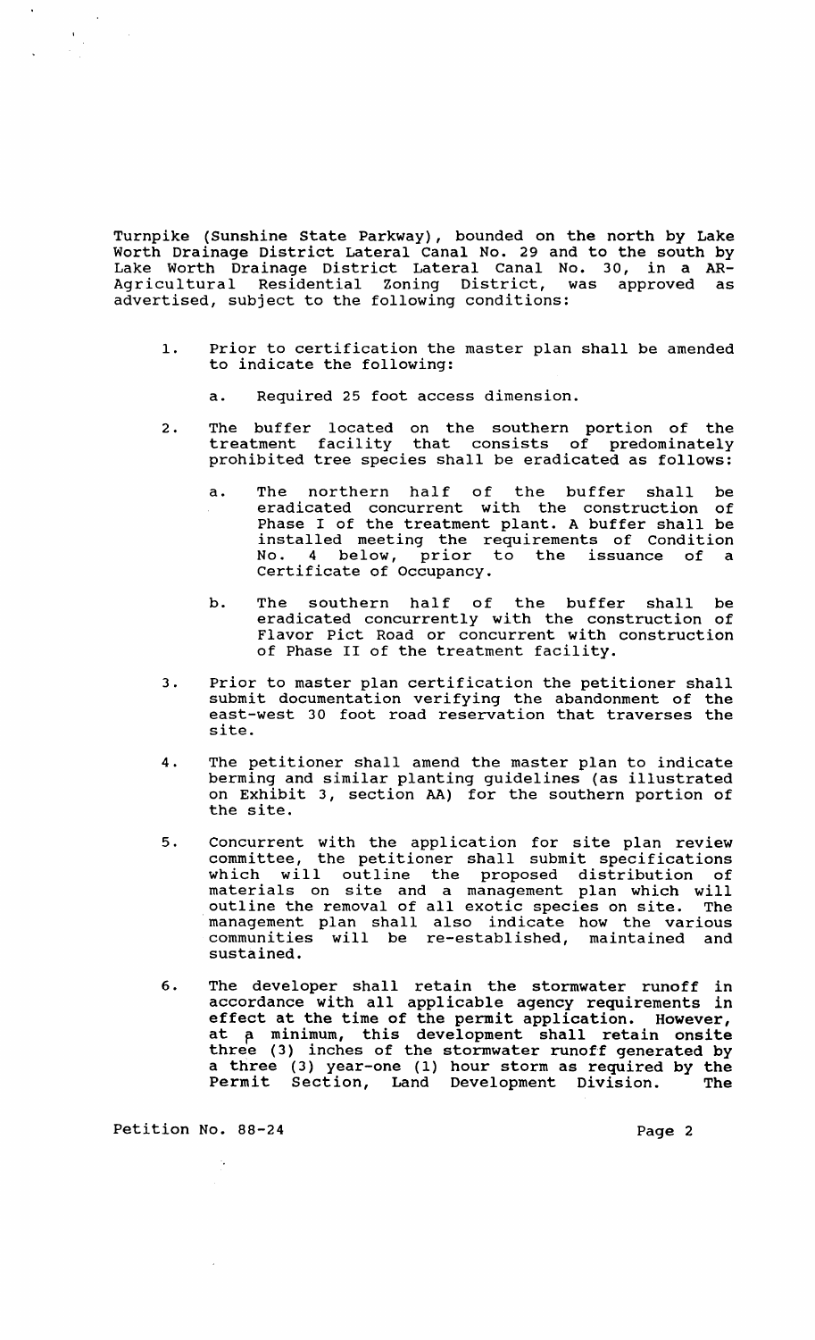Turnpike (Sunshine State Parkway), bounded on the north by Lake Worth Drainage District Lateral Canal No. 29 and to the south by Lake Worth Drainage District Lateral Canal No. 30, in a AR-Agricultural Residential Zoning District, was approved as advertised, subject to the following conditions:

1. Prior to certification the master plan shall be amended to indicate the following:

   a. Required 25 foot access dimension.

2. The buffer located on the southern portion of the treatment facility that consists of predominately prohibited tree species shall be eradicated as follows:

   a. The northern half of the buffer shall be eradicated concurrent with the construction of Phase I of the treatment plant. A buffer shall be installed meeting the requirements of Condition No. 4 below, prior to the issuance of a Certificate of Occupancy.

   b. The southern half of the buffer shall be eradicated concurrently with the construction of Flavor Pict Road or concurrent with construction of Phase II of the treatment facility.

3. Prior to master plan certification the petitioner shall submit documentation verifying the abandonment of the east-west 30 foot road reservation that traverses the site.

4. The petitioner shall amend the master plan to indicate berming and similar planting guidelines (as illustrated on Exhibit 3, section AA) for the southern portion of the site.

5. Concurrent with the application for site plan review committee, the petitioner shall submit specifications which will outline the proposed distribution of materials on site and a management plan which will outline the removal of all exotic species on site. The management plan shall also indicate how the various communities will be re-established, maintained and sustained.

6. The developer shall retain the stormwater runoff in accordance with all applicable agency requirements in effect at the time of the permit application. However, at a minimum, this development shall retain onsite three (3) inches of the stormwater runoff generated by a three (3) year-one (1) hour storm as required by the Permit Section, Land Development Division. The

Petition No. 88-24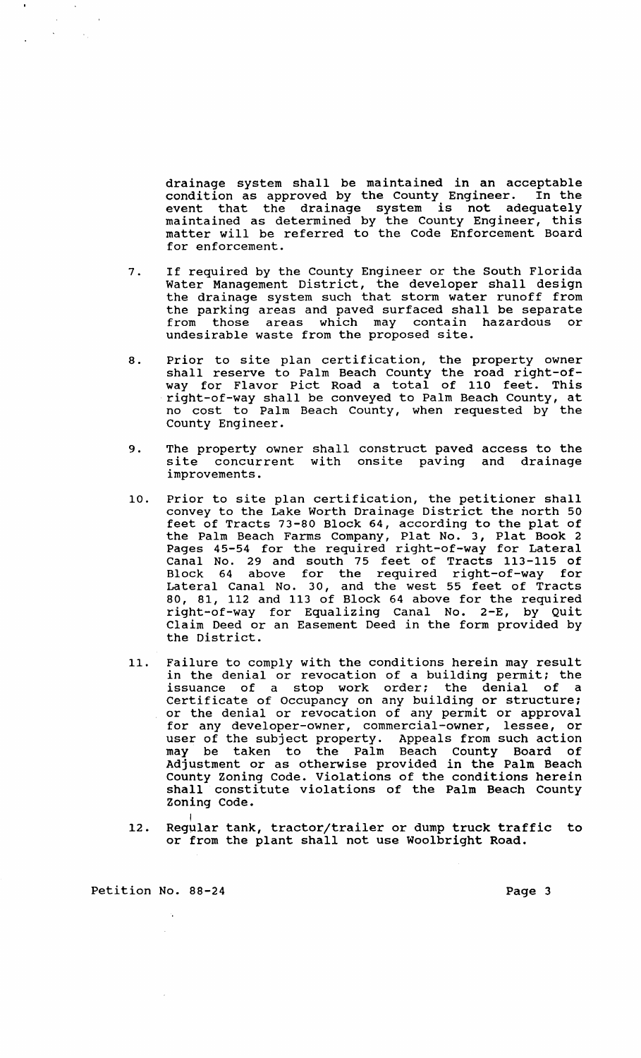drainage system shall be maintained in an acceptable condition as approved by the County Engineer. In the event that the drainage system is not adequately maintained as determined by the County Engineer, this matter will be referred to the Code Enforcement Board for enforcement.

7. If required by the County Engineer or the South Florida Water Management District, the developer shall design the drainage system such that storm water runoff from the parking areas and paved surfaced shall be separate from those areas which may contain hazardous or undesirable waste from the proposed site.

8. Prior to site plan certification, the property owner shall reserve to Palm Beach County the road right-of-way for Flavor Pict Road a total of 110 feet. This right-of-way shall be conveyed to Palm Beach County, at no cost to Palm Beach County, when requested by the County Engineer.

9. The property owner shall construct paved access to the site concurrent with onsite paving and drainage improvements.

10. Prior to site plan certification, the petitioner shall convey to the Lake Worth Drainage District the north 50 feet of Tracts 73-80 Block 64, according to the plat of the Palm Beach Farms Company, Plat No. 3, Plat Book 2 Pages 45-54 for the required right-of-way for Lateral Canal No. 29 and south 75 feet of Tracts 113-115 of Block 64 above for the required right-of-way for Lateral Canal No. 30, and the west 55 feet of Tracts 80, 81, 112 and 113 of Block 64 above for the required right-of-way for Equalizing Canal No. 2-E, by Quit Claim Deed or an Easement Deed in the form provided by the District.

11. Failure to comply with the conditions herein may result in the denial or revocation of a building permit; the issuance of a stop work order; the denial of a Certificate of Occupancy on any building or structure; or the denial or revocation of any permit or approval for any developer-owner, commercial-owner, lessee, or user of the subject property. Appeals from such action may be taken to the Palm Beach County Board of Adjustment or as otherwise provided in the Palm Beach County Zoning Code. Violations of the conditions herein shall constitute violations of the Palm Beach County Zoning Code.

12. Regular tank, tractor/trailer or dump truck traffic to or from the plant shall not use Woolbright Road.

Petition No. 88-24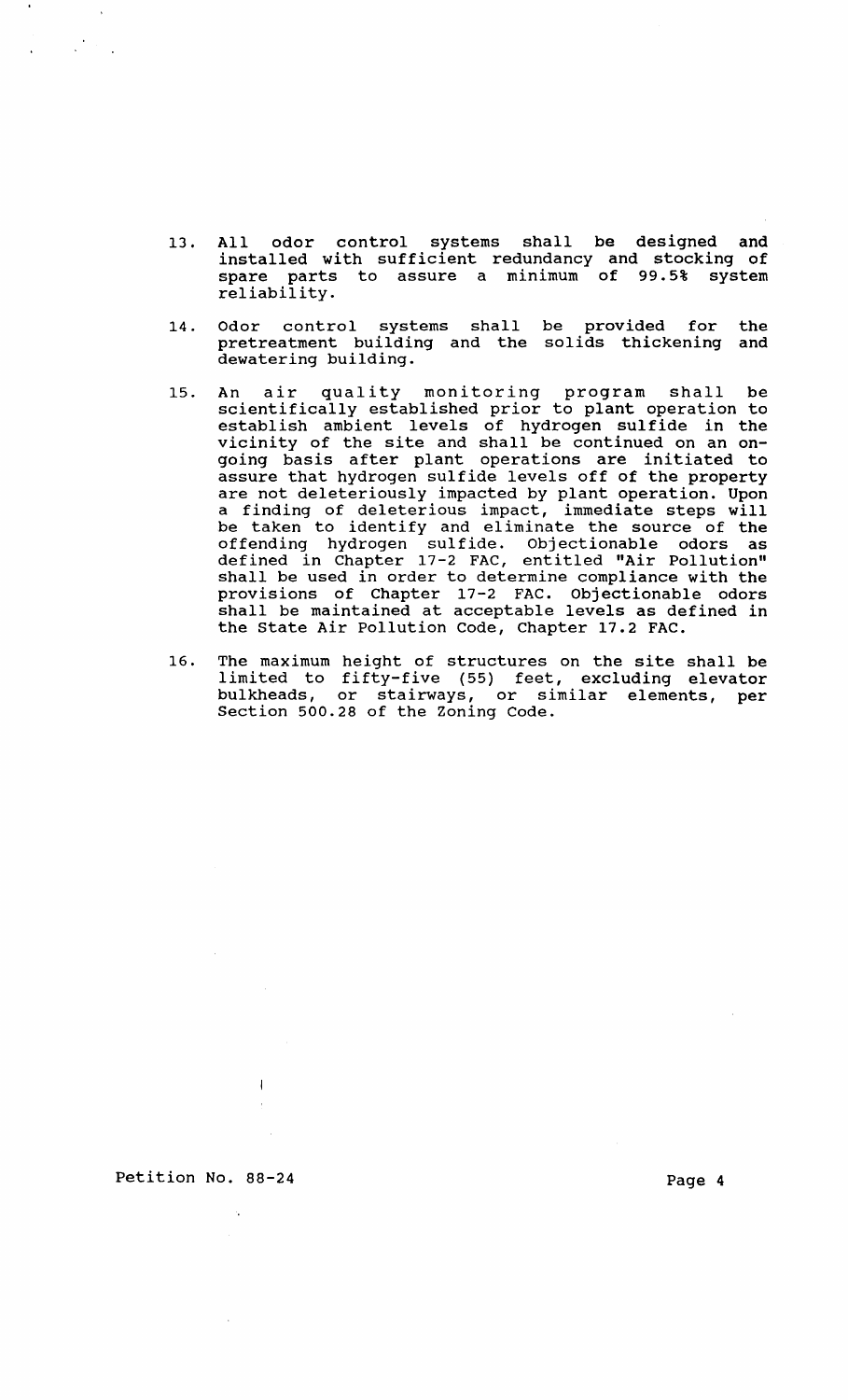13. All odor control systems shall be designed and installed with sufficient redundancy and stocking of spare parts to assure a minimum of 99.5% system reliability.

14. Odor control systems shall be provided for the pretreatment building and the solids thickening and dewatering building.

15. An air quality monitoring program shall be scientifically established prior to plant operation to establish ambient levels of hydrogen sulfide in the vicinity of the site and shall be continued on an on-going basis after plant operations are initiated to assure that hydrogen sulfide levels off of the property are not deleteriously impacted by plant operation. Upon a finding of deleterious impact, immediate steps will be taken to identify and eliminate the source of the offending hydrogen sulfide. Objectionable odors as defined in Chapter 17-2 FAC, entitled "Air Pollution" shall be used in order to determine compliance with the provisions of Chapter 17-2 FAC. Objectionable odors shall be maintained at acceptable levels as defined in the State Air Pollution Code, Chapter 17.2 FAC.

16. The maximum height of structures on the site shall be limited to fifty-five (55) feet, excluding elevator bulkheads, or stairways, or similar elements, per Section 500.28 of the Zoning Code.

Petition No. 88-24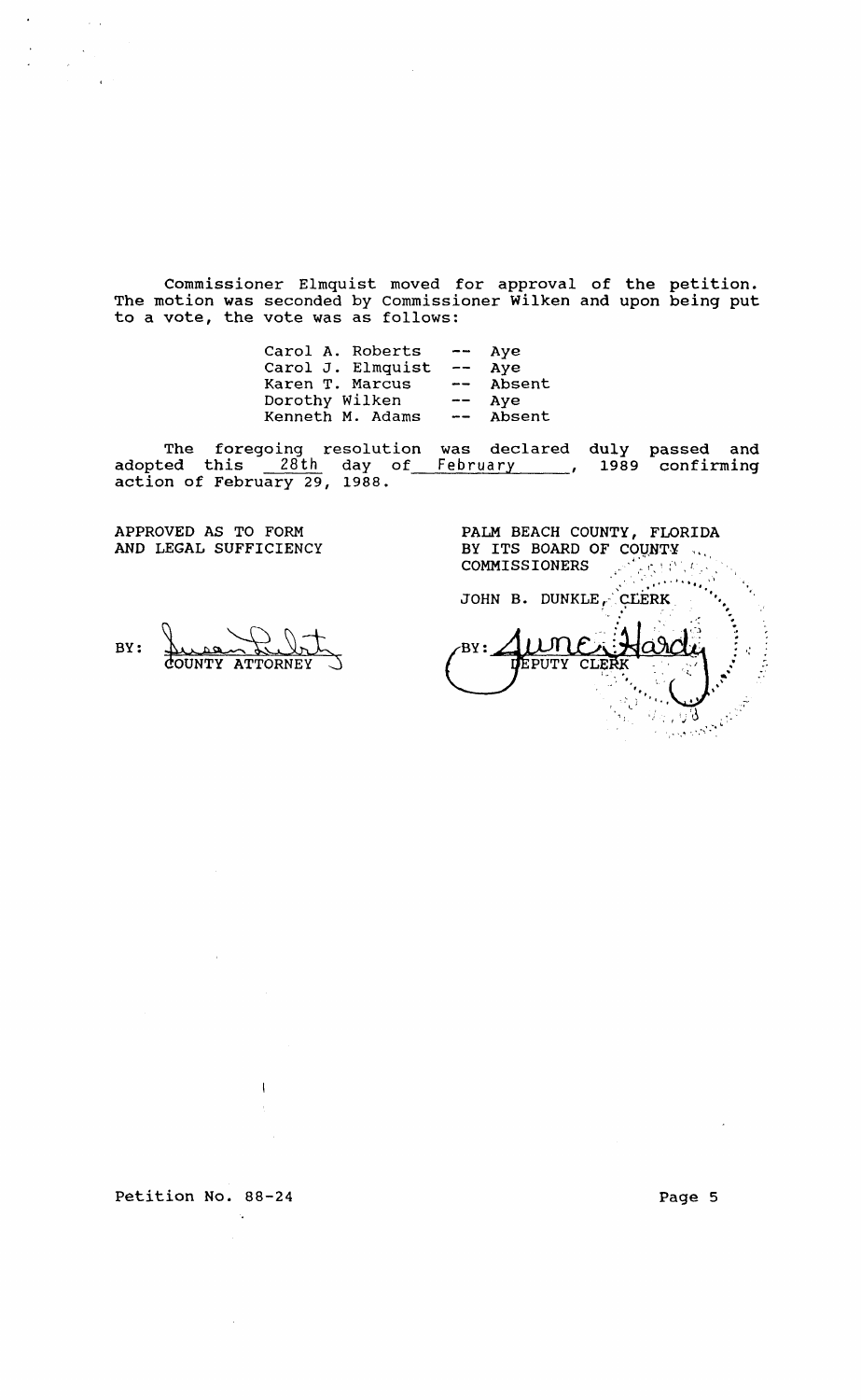Commissioner Elmquist moved for approval of the petition. The motion was seconded by Commissioner Wilken and upon being put to a vote, the vote was as follows:

| | | |
|---|---|---|
| Carol A. Roberts | -- | Aye |
| Carol J. Elmquist | -- | Aye |
| Karen T. Marcus | -- | Absent |
| Dorothy Wilken | -- | Aye |
| Kenneth M. Adams | -- | Absent |

The foregoing resolution was declared duly passed and adopted this 28th day of February, 1989 confirming action of February 29, 1988.

APPROVED AS TO FORM AND LEGAL SUFFICIENCY

BY: COUNTY ATTORNEY

PALM BEACH COUNTY, FLORIDA BY ITS BOARD OF COUNTY COMMISSIONERS

JOHN B. DUNKLE, CLERK

BY: DEPUTY CLERK

Petition No. 88-24